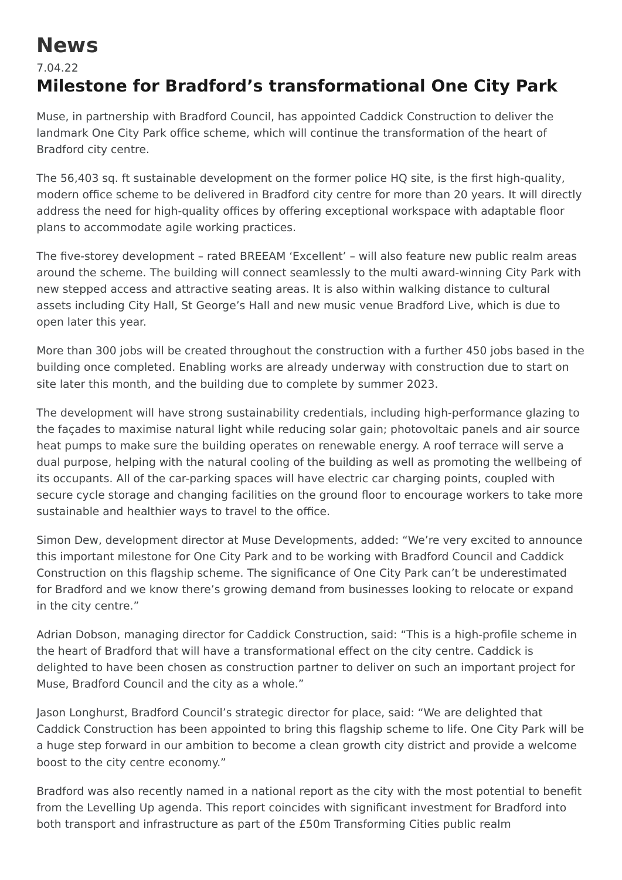# News

7.04.22

## Milestone for Bradford's transformational One City Park

Muse, in partnership with Bradford Council, has appointed Caddick Construction to deliver the landmark One City Park office scheme, which will continue the transformation of the heart of Bradford city centre.

The 56,403 sq. ft sustainable development on the former police HQ site, is the first high-quality, modern office scheme to be delivered in Bradford city centre for more than 20 years. It will directly address the need for high-quality offices by offering exceptional workspace with adaptable floor plans to accommodate agile working practices.

The five-storey development – rated BREEAM 'Excellent' – will also feature new public realm areas around the scheme. The building will connect seamlessly to the multi award-winning City Park with new stepped access and attractive seating areas. It is also within walking distance to cultural assets including City Hall, St George's Hall and new music venue Bradford Live, which is due to open later this year.

More than 300 jobs will be created throughout the construction with a further 450 jobs based in the building once completed. Enabling works are already underway with construction due to start on site later this month, and the building due to complete by summer 2023.

The development will have strong sustainability credentials, including high-performance glazing to the façades to maximise natural light while reducing solar gain; photovoltaic panels and air source heat pumps to make sure the building operates on renewable energy. A roof terrace will serve a dual purpose, helping with the natural cooling of the building as well as promoting the wellbeing of its occupants. All of the car-parking spaces will have electric car charging points, coupled with secure cycle storage and changing facilities on the ground floor to encourage workers to take more sustainable and healthier ways to travel to the office.

Simon Dew, development director at Muse Developments, added: "We're very excited to announce this important milestone for One City Park and to be working with Bradford Council and Caddick Construction on this flagship scheme. The significance of One City Park can't be underestimated for Bradford and we know there's growing demand from businesses looking to relocate or expand in the city centre."

Adrian Dobson, managing director for Caddick Construction, said: "This is a high-profile scheme in the heart of Bradford that will have a transformational effect on the city centre. Caddick is delighted to have been chosen as construction partner to deliver on such an important project for Muse, Bradford Council and the city as a whole."

Jason Longhurst, Bradford Council's strategic director for place, said: "We are delighted that Caddick Construction has been appointed to bring this flagship scheme to life. One City Park will be a huge step forward in our ambition to become a clean growth city district and provide a welcome boost to the city centre economy."

Bradford was also recently named in a national report as the city with the most potential to benefit from the Levelling Up agenda. This report coincides with significant investment for Bradford into both transport and infrastructure as part of the £50m Transforming Cities public realm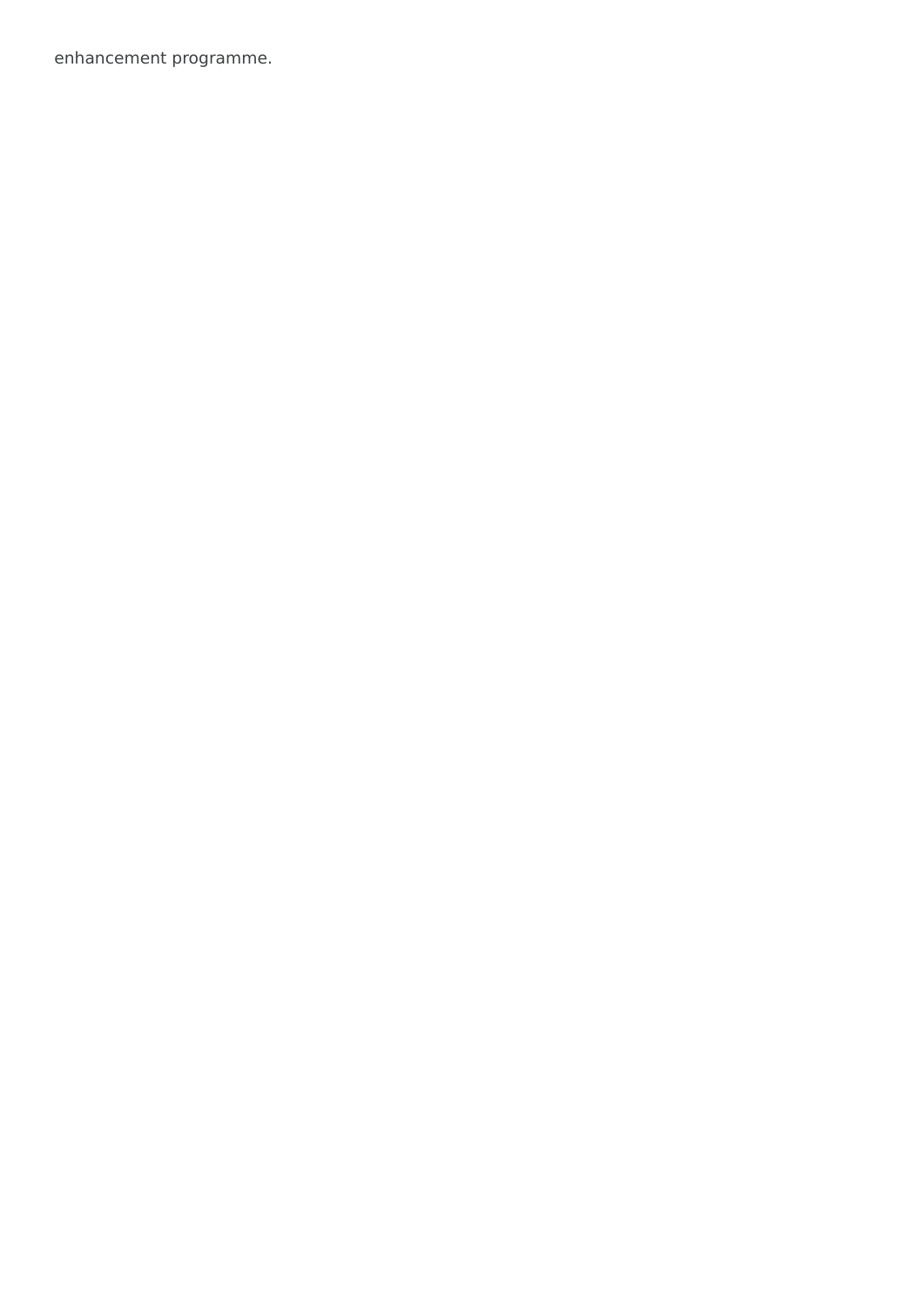enhancement programme.